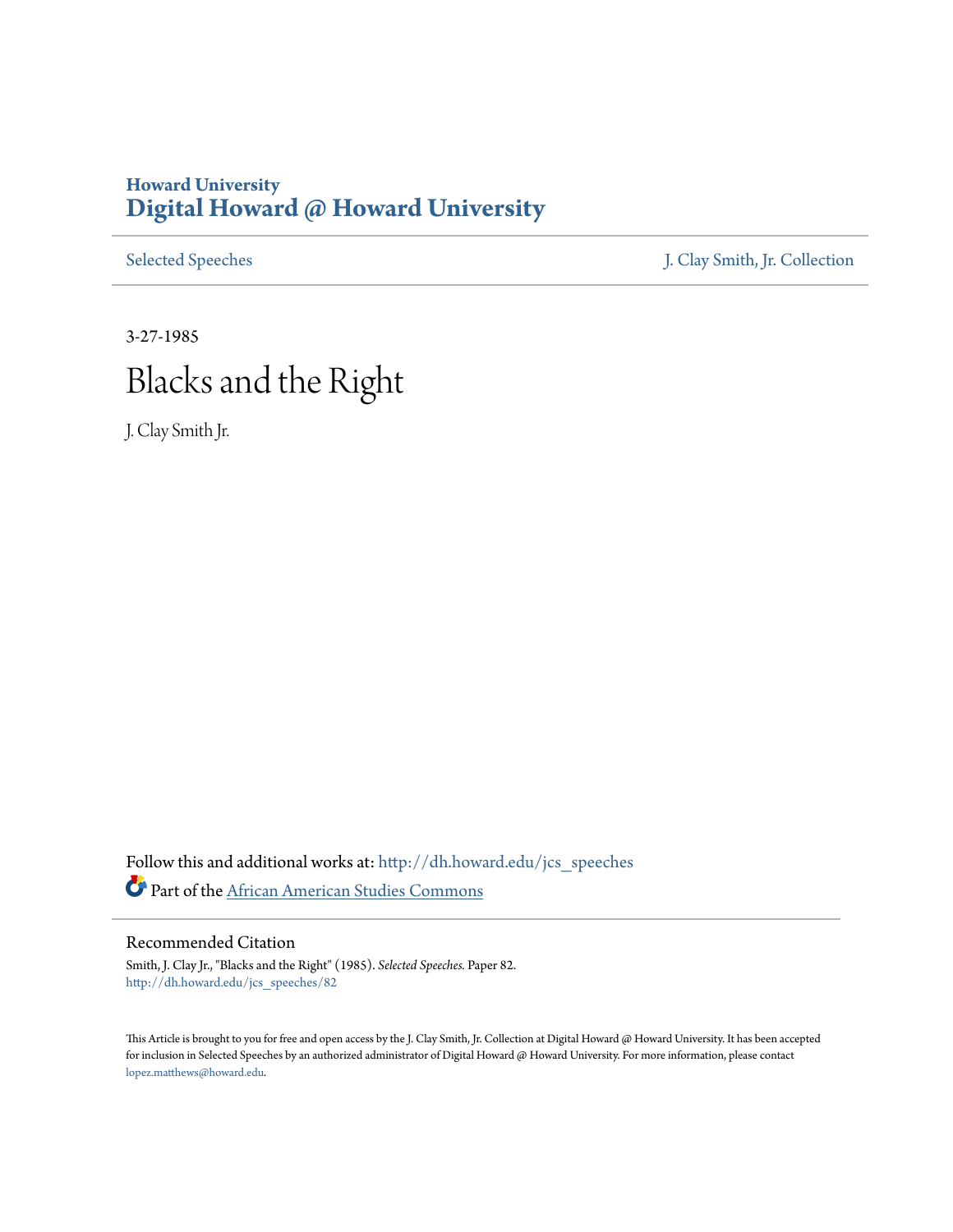Howard University
# Digital Howard @ Howard University

Selected Speeches | J. Clay Smith, Jr. Collection

3-27-1985

# Blacks and the Right

J. Clay Smith Jr.

Follow this and additional works at: http://dh.howard.edu/jcs_speeches

Part of the African American Studies Commons

## Recommended Citation

Smith, J. Clay Jr., "Blacks and the Right" (1985). *Selected Speeches.* Paper 82.
http://dh.howard.edu/jcs_speeches/82

This Article is brought to you for free and open access by the J. Clay Smith, Jr. Collection at Digital Howard @ Howard University. It has been accepted for inclusion in Selected Speeches by an authorized administrator of Digital Howard @ Howard University. For more information, please contact lopez.matthews@howard.edu.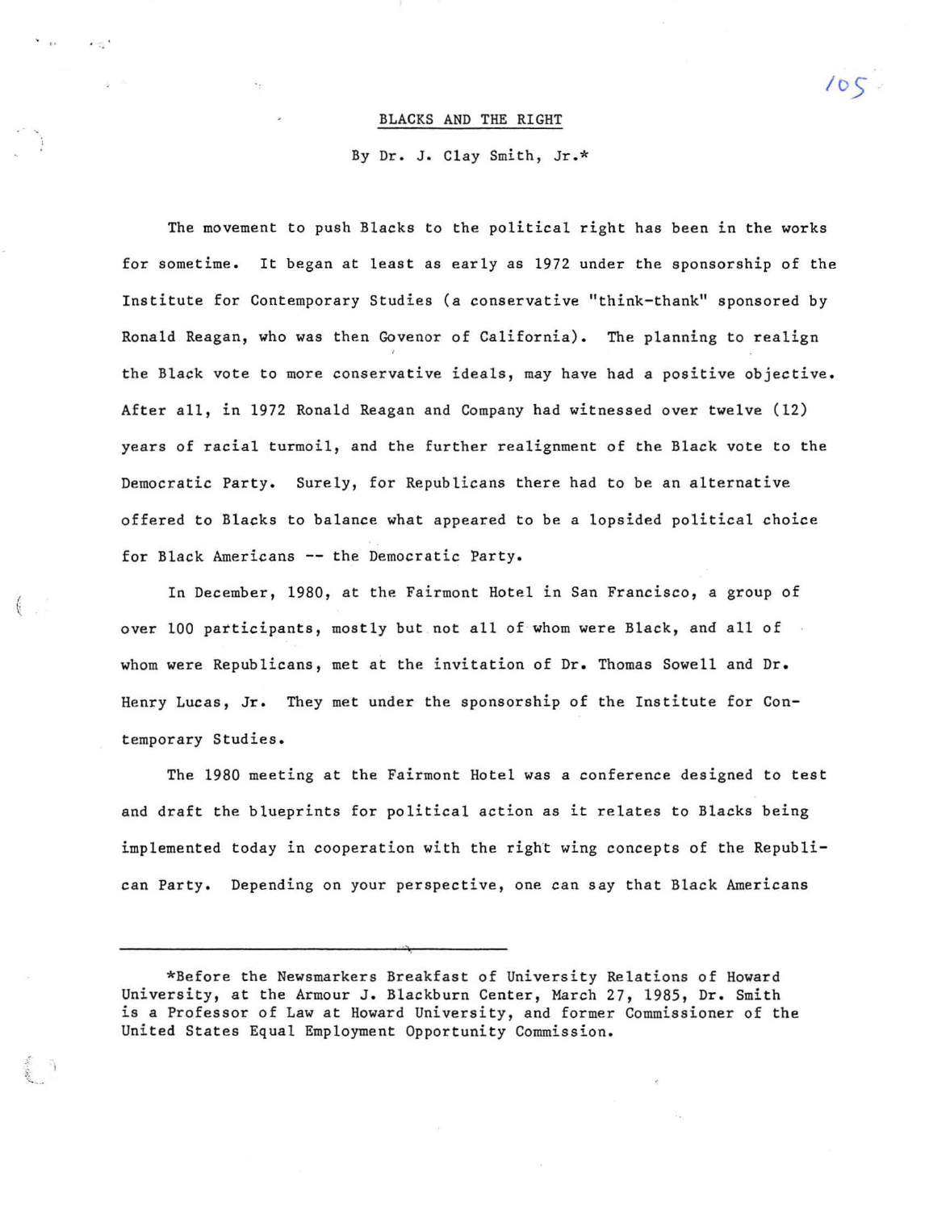# BLACKS AND THE RIGHT

By Dr. J. Clay Smith, Jr.*

The movement to push Blacks to the political right has been in the works for sometime. It began at least as early as 1972 under the sponsorship of the Institute for Contemporary Studies (a conservative "think-thank" sponsored by Ronald Reagan, who was then Govenor of California). The planning to realign the Black vote to more conservative ideals, may have had a positive objective. After all, in 1972 Ronald Reagan and Company had witnessed over twelve (12) years of racial turmoil, and the further realignment of the Black vote to the Democratic Party. Surely, for Republicans there had to be an alternative offered to Blacks to balance what appeared to be a lopsided political choice for Black Americans -- the Democratic Party.

In December, 1980, at the Fairmont Hotel in San Francisco, a group of over 100 participants, mostly but not all of whom were Black, and all of whom were Republicans, met at the invitation of Dr. Thomas Sowell and Dr. Henry Lucas, Jr. They met under the sponsorship of the Institute for Contemporary Studies.

The 1980 meeting at the Fairmont Hotel was a conference designed to test and draft the blueprints for political action as it relates to Blacks being implemented today in cooperation with the right wing concepts of the Republican Party. Depending on your perspective, one can say that Black Americans

---

*Before the Newsmarkers Breakfast of University Relations of Howard University, at the Armour J. Blackburn Center, March 27, 1985, Dr. Smith is a Professor of Law at Howard University, and former Commissioner of the United States Equal Employment Opportunity Commission.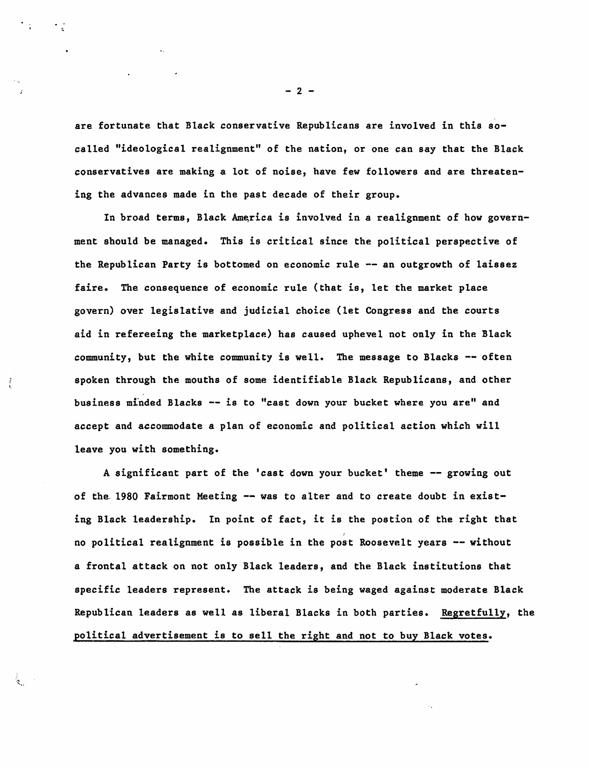are fortunate that Black conservative Republicans are involved in this so-called "ideological realignment" of the nation, or one can say that the Black conservatives are making a lot of noise, have few followers and are threatening the advances made in the past decade of their group.

In broad terms, Black America is involved in a realignment of how government should be managed. This is critical since the political perspective of the Republican Party is bottomed on economic rule -- an outgrowth of laissez faire. The consequence of economic rule (that is, let the market place govern) over legislative and judicial choice (let Congress and the courts aid in refereeing the marketplace) has caused uphevel not only in the Black community, but the white community is well. The message to Blacks -- often spoken through the mouths of some identifiable Black Republicans, and other business minded Blacks -- is to "cast down your bucket where you are" and accept and accommodate a plan of economic and political action which will leave you with something.

A significant part of the 'cast down your bucket' theme -- growing out of the 1980 Fairmont Meeting -- was to alter and to create doubt in existing Black leadership. In point of fact, it is the postion of the right that no political realignment is possible in the post Roosevelt years -- without a frontal attack on not only Black leaders, and the Black institutions that specific leaders represent. The attack is being waged against moderate Black Republican leaders as well as liberal Blacks in both parties. <u>Regretfully, the political advertisement is to sell the right and not to buy Black votes.</u>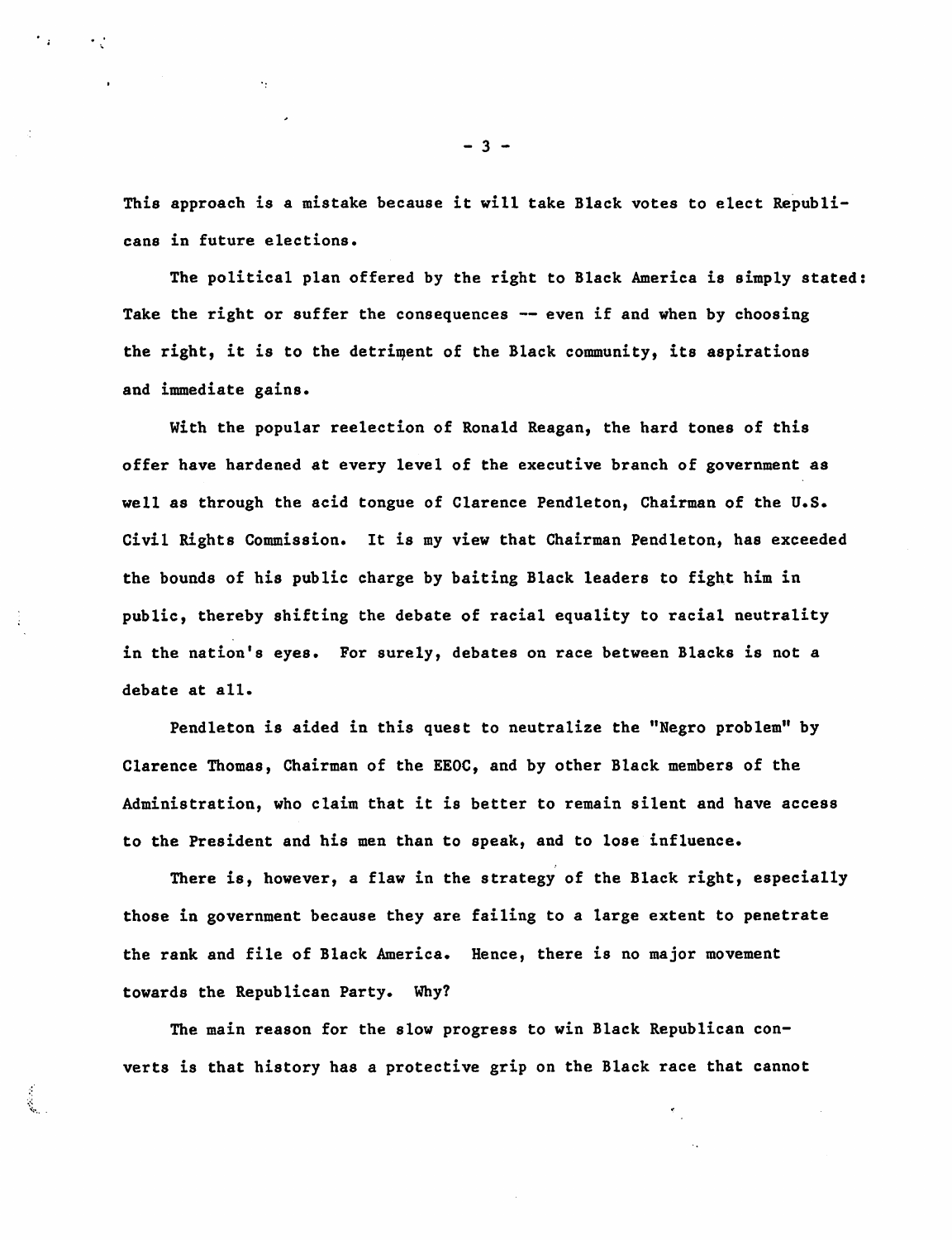This approach is a mistake because it will take Black votes to elect Republicans in future elections.

The political plan offered by the right to Black America is simply stated: Take the right or suffer the consequences -- even if and when by choosing the right, it is to the detriment of the Black community, its aspirations and immediate gains.

With the popular reelection of Ronald Reagan, the hard tones of this offer have hardened at every level of the executive branch of government as well as through the acid tongue of Clarence Pendleton, Chairman of the U.S. Civil Rights Commission. It is my view that Chairman Pendleton, has exceeded the bounds of his public charge by baiting Black leaders to fight him in public, thereby shifting the debate of racial equality to racial neutrality in the nation's eyes. For surely, debates on race between Blacks is not a debate at all.

Pendleton is aided in this quest to neutralize the "Negro problem" by Clarence Thomas, Chairman of the EEOC, and by other Black members of the Administration, who claim that it is better to remain silent and have access to the President and his men than to speak, and to lose influence.

There is, however, a flaw in the strategy of the Black right, especially those in government because they are failing to a large extent to penetrate the rank and file of Black America. Hence, there is no major movement towards the Republican Party. Why?

The main reason for the slow progress to win Black Republican converts is that history has a protective grip on the Black race that cannot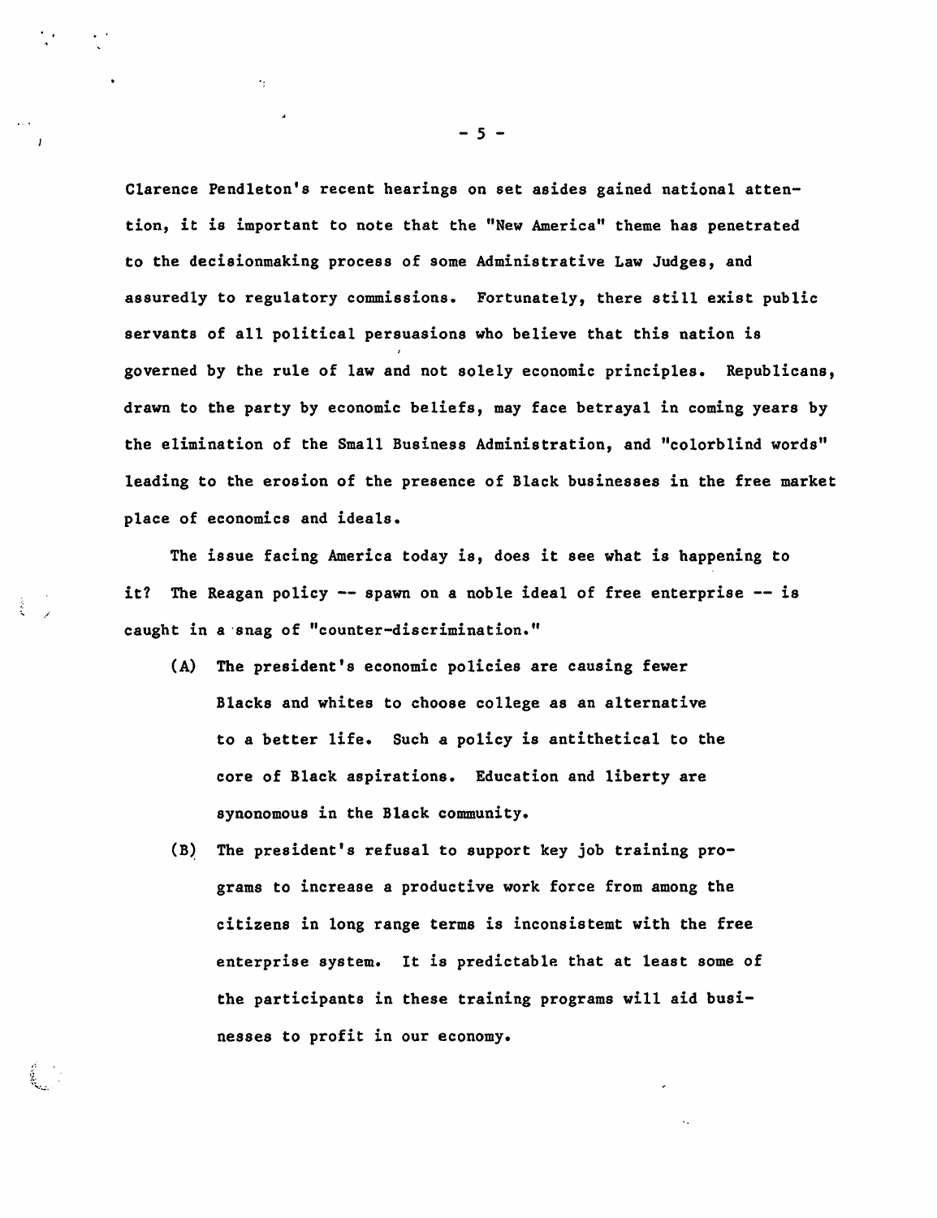Clarence Pendleton's recent hearings on set asides gained national attention, it is important to note that the "New America" theme has penetrated to the decisionmaking process of some Administrative Law Judges, and assuredly to regulatory commissions. Fortunately, there still exist public servants of all political persuasions who believe that this nation is governed by the rule of law and not solely economic principles. Republicans, drawn to the party by economic beliefs, may face betrayal in coming years by the elimination of the Small Business Administration, and "colorblind words" leading to the erosion of the presence of Black businesses in the free market place of economics and ideals.

The issue facing America today is, does it see what is happening to it? The Reagan policy -- spawn on a noble ideal of free enterprise -- is caught in a snag of "counter-discrimination."

(A) The president's economic policies are causing fewer Blacks and whites to choose college as an alternative to a better life. Such a policy is antithetical to the core of Black aspirations. Education and liberty are synonomous in the Black community.

(B) The president's refusal to support key job training programs to increase a productive work force from among the citizens in long range terms is inconsistemt with the free enterprise system. It is predictable that at least some of the participants in these training programs will aid businesses to profit in our economy.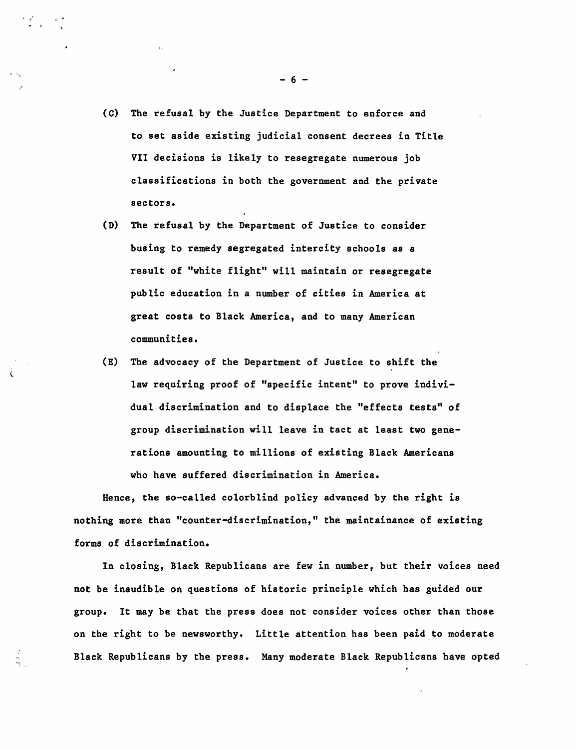(C) The refusal by the Justice Department to enforce and to set aside existing judicial consent decrees in Title VII decisions is likely to resegregate numerous job classifications in both the government and the private sectors.

(D) The refusal by the Department of Justice to consider busing to remedy segregated intercity schools as a result of "white flight" will maintain or resegregate public education in a number of cities in America at great costs to Black America, and to many American communities.

(E) The advocacy of the Department of Justice to shift the law requiring proof of "specific intent" to prove individual discrimination and to displace the "effects tests" of group discrimination will leave in tact at least two generations amounting to millions of existing Black Americans who have suffered discrimination in America.

Hence, the so-called colorblind policy advanced by the right is nothing more than "counter-discrimination," the maintainance of existing forms of discrimination.

In closing, Black Republicans are few in number, but their voices need not be inaudible on questions of historic principle which has guided our group. It may be that the press does not consider voices other than those on the right to be newsworthy. Little attention has been paid to moderate Black Republicans by the press. Many moderate Black Republicans have opted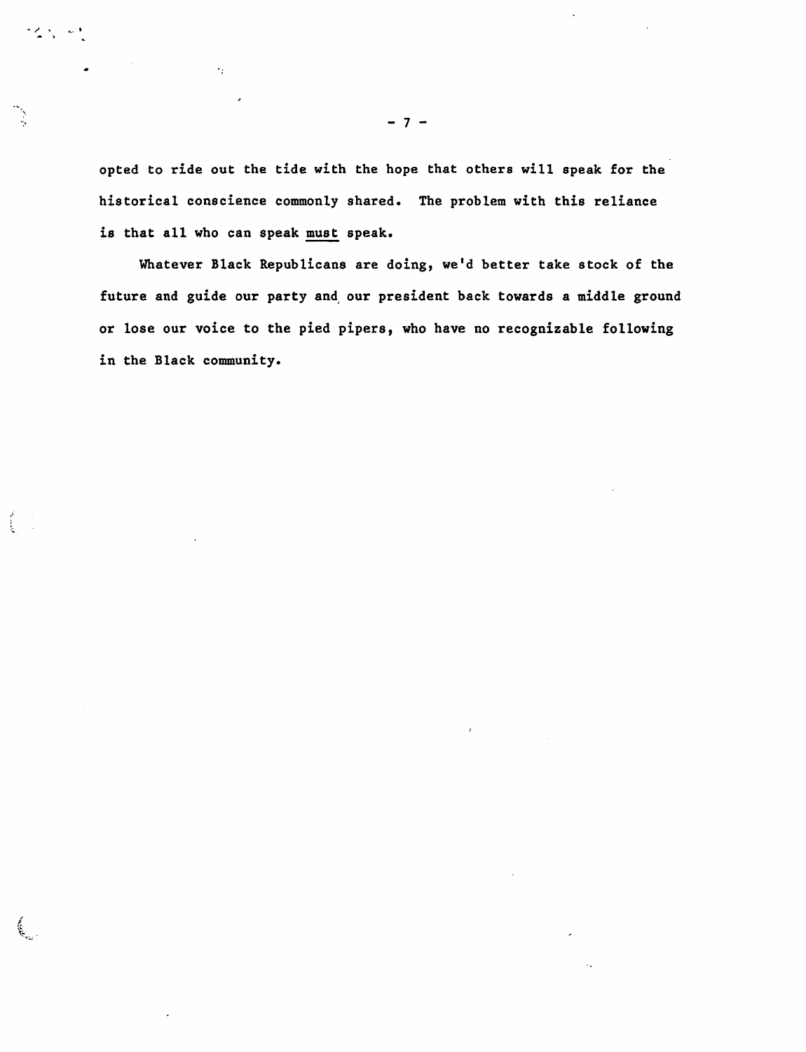opted to ride out the tide with the hope that others will speak for the historical conscience commonly shared. The problem with this reliance is that all who can speak <u>must</u> speak.

Whatever Black Republicans are doing, we'd better take stock of the future and guide our party and our president back towards a middle ground or lose our voice to the pied pipers, who have no recognizable following in the Black community.